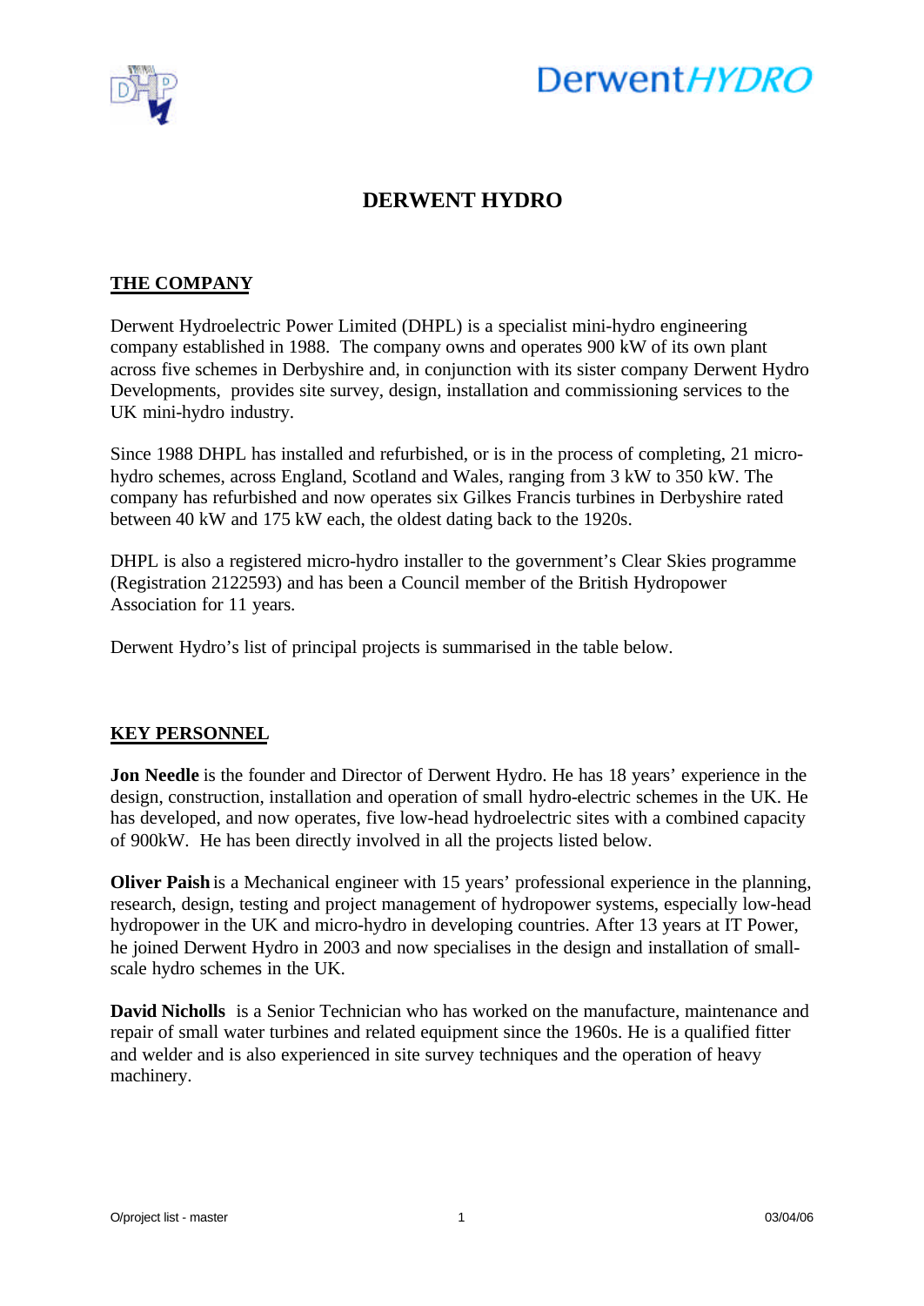# DERWENT HYDRO

## THE COMPANY

Derwent Hydroelectric Power Limited (DHPL) is a specialist mini-hydro engineering company established in 1988. The company owns and operates 900 kW of its own plant across five schemes in Derbyshire and, in conjunction with its sister company Derwent Hydro Developments, provides site survey, design, installation and commissioning services to the UK mini-hydro industry.

Since 1988 DHPL has installed and refurbished, or is in the process of completing, 21 micro-hydro schemes, across England, Scotland and Wales, ranging from 3 kW to 350 kW. The company has refurbished and now operates six Gilkes Francis turbines in Derbyshire rated between 40 kW and 175 kW each, the oldest dating back to the 1920s.

DHPL is also a registered micro-hydro installer to the government's Clear Skies programme (Registration 2122593) and has been a Council member of the British Hydropower Association for 11 years.

Derwent Hydro's list of principal projects is summarised in the table below.

## KEY PERSONNEL

**Jon Needle** is the founder and Director of Derwent Hydro. He has 18 years' experience in the design, construction, installation and operation of small hydro-electric schemes in the UK. He has developed, and now operates, five low-head hydroelectric sites with a combined capacity of 900kW. He has been directly involved in all the projects listed below.

**Oliver Paish** is a Mechanical engineer with 15 years' professional experience in the planning, research, design, testing and project management of hydropower systems, especially low-head hydropower in the UK and micro-hydro in developing countries. After 13 years at IT Power, he joined Derwent Hydro in 2003 and now specialises in the design and installation of small-scale hydro schemes in the UK.

**David Nicholls** is a Senior Technician who has worked on the manufacture, maintenance and repair of small water turbines and related equipment since the 1960s. He is a qualified fitter and welder and is also experienced in site survey techniques and the operation of heavy machinery.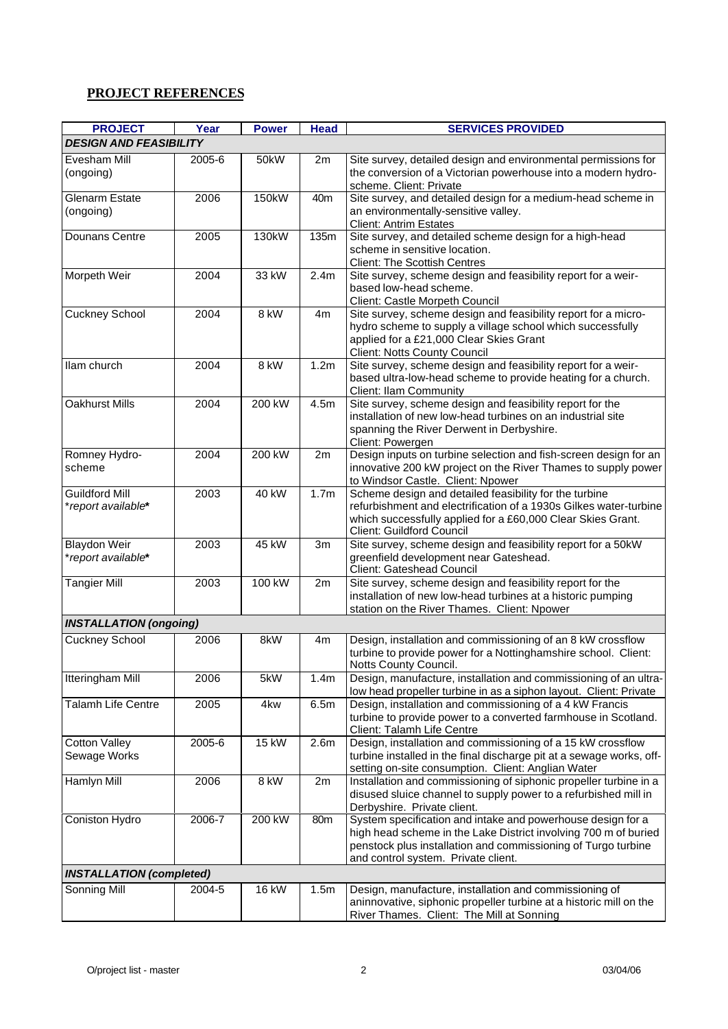## PROJECT REFERENCES

| PROJECT | Year | Power | Head | SERVICES PROVIDED |
|---|---|---|---|---|
| ***DESIGN AND FEASIBILITY*** | | | | |
| Evesham Mill (ongoing) | 2005-6 | 50kW | 2m | Site survey, detailed design and environmental permissions for the conversion of a Victorian powerhouse into a modern hydro-scheme. Client: Private |
| Glenarm Estate (ongoing) | 2006 | 150kW | 40m | Site survey, and detailed design for a medium-head scheme in an environmentally-sensitive valley. Client: Antrim Estates |
| Dounans Centre | 2005 | 130kW | 135m | Site survey, and detailed scheme design for a high-head scheme in sensitive location. Client: The Scottish Centres |
| Morpeth Weir | 2004 | 33 kW | 2.4m | Site survey, scheme design and feasibility report for a weir-based low-head scheme. Client: Castle Morpeth Council |
| Cuckney School | 2004 | 8 kW | 4m | Site survey, scheme design and feasibility report for a micro-hydro scheme to supply a village school which successfully applied for a £21,000 Clear Skies Grant Client: Notts County Council |
| Ilam church | 2004 | 8 kW | 1.2m | Site survey, scheme design and feasibility report for a weir-based ultra-low-head scheme to provide heating for a church. Client: Ilam Community |
| Oakhurst Mills | 2004 | 200 kW | 4.5m | Site survey, scheme design and feasibility report for the installation of new low-head turbines on an industrial site spanning the River Derwent in Derbyshire. Client: Powergen |
| Romney Hydro-scheme | 2004 | 200 kW | 2m | Design inputs on turbine selection and fish-screen design for an innovative 200 kW project on the River Thames to supply power to Windsor Castle. Client: Npower |
| Guildford Mill *\*report available\** | 2003 | 40 kW | 1.7m | Scheme design and detailed feasibility for the turbine refurbishment and electrification of a 1930s Gilkes water-turbine which successfully applied for a £60,000 Clear Skies Grant. Client: Guildford Council |
| Blaydon Weir *\*report available\** | 2003 | 45 kW | 3m | Site survey, scheme design and feasibility report for a 50kW greenfield development near Gateshead. Client: Gateshead Council |
| Tangier Mill | 2003 | 100 kW | 2m | Site survey, scheme design and feasibility report for the installation of new low-head turbines at a historic pumping station on the River Thames. Client: Npower |
| ***INSTALLATION (ongoing)*** | | | | |
| Cuckney School | 2006 | 8kW | 4m | Design, installation and commissioning of an 8 kW crossflow turbine to provide power for a Nottinghamshire school. Client: Notts County Council. |
| Itteringham Mill | 2006 | 5kW | 1.4m | Design, manufacture, installation and commissioning of an ultra-low head propeller turbine in as a siphon layout. Client: Private |
| Talamh Life Centre | 2005 | 4kw | 6.5m | Design, installation and commissioning of a 4 kW Francis turbine to provide power to a converted farmhouse in Scotland. Client: Talamh Life Centre |
| Cotton Valley Sewage Works | 2005-6 | 15 kW | 2.6m | Design, installation and commissioning of a 15 kW crossflow turbine installed in the final discharge pit at a sewage works, off-setting on-site consumption. Client: Anglian Water |
| Hamlyn Mill | 2006 | 8 kW | 2m | Installation and commissioning of siphonic propeller turbine in a disused sluice channel to supply power to a refurbished mill in Derbyshire. Private client. |
| Coniston Hydro | 2006-7 | 200 kW | 80m | System specification and intake and powerhouse design for a high head scheme in the Lake District involving 700 m of buried penstock plus installation and commissioning of Turgo turbine and control system. Private client. |
| ***INSTALLATION (completed)*** | | | | |
| Sonning Mill | 2004-5 | 16 kW | 1.5m | Design, manufacture, installation and commissioning of aninnovative, siphonic propeller turbine at a historic mill on the River Thames. Client: The Mill at Sonning |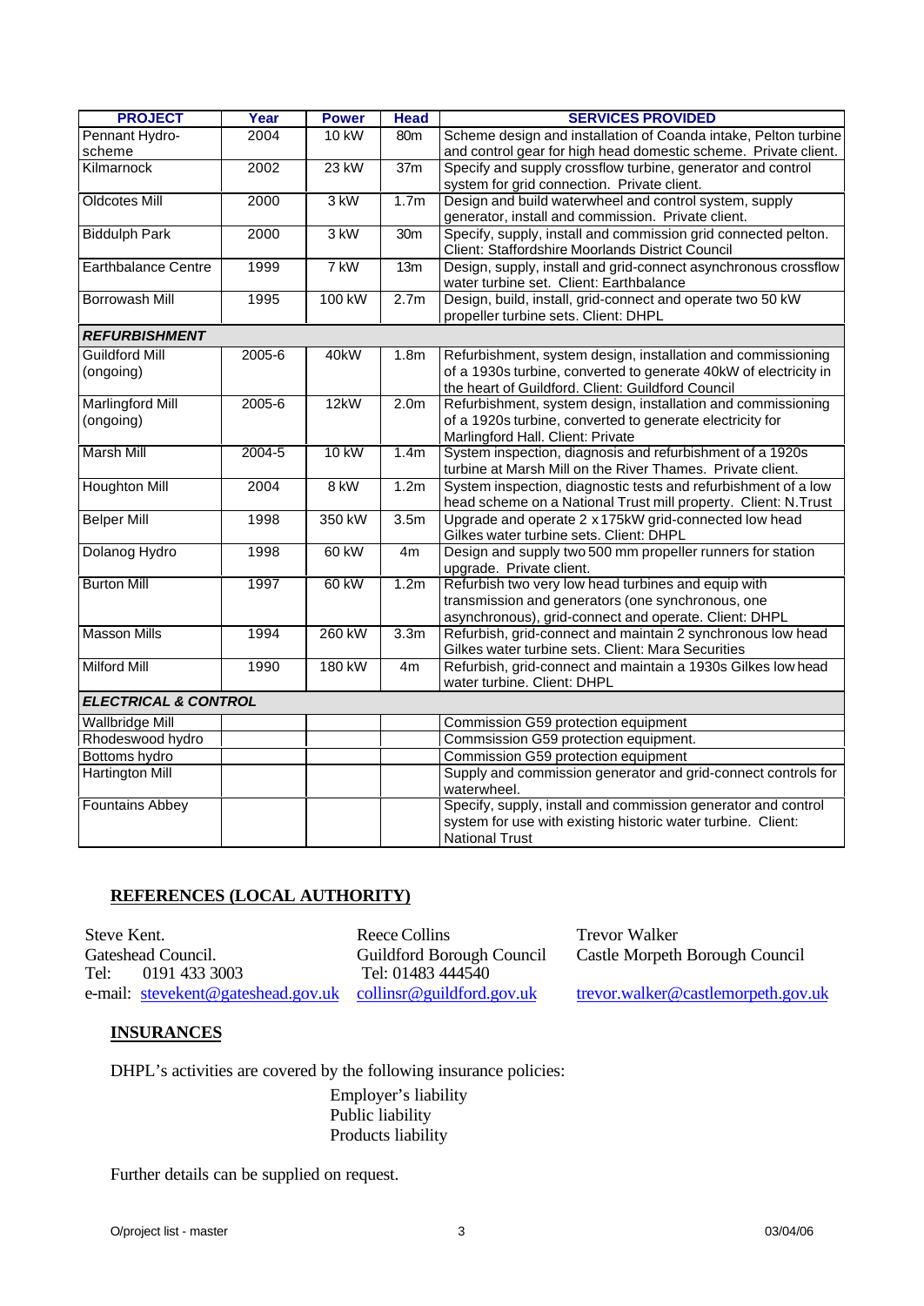| PROJECT | Year | Power | Head | SERVICES PROVIDED |
|---|---|---|---|---|
| Pennant Hydro-scheme | 2004 | 10 kW | 80m | Scheme design and installation of Coanda intake, Pelton turbine and control gear for high head domestic scheme. Private client. |
| Kilmarnock | 2002 | 23 kW | 37m | Specify and supply crossflow turbine, generator and control system for grid connection. Private client. |
| Oldcotes Mill | 2000 | 3 kW | 1.7m | Design and build waterwheel and control system, supply generator, install and commission. Private client. |
| Biddulph Park | 2000 | 3 kW | 30m | Specify, supply, install and commission grid connected pelton. Client: Staffordshire Moorlands District Council |
| Earthbalance Centre | 1999 | 7 kW | 13m | Design, supply, install and grid-connect asynchronous crossflow water turbine set. Client: Earthbalance |
| Borrowash Mill | 1995 | 100 kW | 2.7m | Design, build, install, grid-connect and operate two 50 kW propeller turbine sets. Client: DHPL |
| ***REFURBISHMENT*** | | | | |
| Guildford Mill (ongoing) | 2005-6 | 40kW | 1.8m | Refurbishment, system design, installation and commissioning of a 1930s turbine, converted to generate 40kW of electricity in the heart of Guildford. Client: Guildford Council |
| Marlingford Mill (ongoing) | 2005-6 | 12kW | 2.0m | Refurbishment, system design, installation and commissioning of a 1920s turbine, converted to generate electricity for Marlingford Hall. Client: Private |
| Marsh Mill | 2004-5 | 10 kW | 1.4m | System inspection, diagnosis and refurbishment of a 1920s turbine at Marsh Mill on the River Thames. Private client. |
| Houghton Mill | 2004 | 8 kW | 1.2m | System inspection, diagnostic tests and refurbishment of a low head scheme on a National Trust mill property. Client: N.Trust |
| Belper Mill | 1998 | 350 kW | 3.5m | Upgrade and operate 2 x 175kW grid-connected low head Gilkes water turbine sets. Client: DHPL |
| Dolanog Hydro | 1998 | 60 kW | 4m | Design and supply two 500 mm propeller runners for station upgrade. Private client. |
| Burton Mill | 1997 | 60 kW | 1.2m | Refurbish two very low head turbines and equip with transmission and generators (one synchronous, one asynchronous), grid-connect and operate. Client: DHPL |
| Masson Mills | 1994 | 260 kW | 3.3m | Refurbish, grid-connect and maintain 2 synchronous low head Gilkes water turbine sets. Client: Mara Securities |
| Milford Mill | 1990 | 180 kW | 4m | Refurbish, grid-connect and maintain a 1930s Gilkes low head water turbine. Client: DHPL |
| ***ELECTRICAL & CONTROL*** | | | | |
| Wallbridge Mill | | | | Commission G59 protection equipment |
| Rhodeswood hydro | | | | Commssion G59 protection equipment. |
| Bottoms hydro | | | | Commission G59 protection equipment |
| Hartington Mill | | | | Supply and commission generator and grid-connect controls for waterwheel. |
| Fountains Abbey | | | | Specify, supply, install and commission generator and control system for use with existing historic water turbine. Client: National Trust |

## REFERENCES (LOCAL AUTHORITY)

Steve Kent.
Gateshead Council.
Tel: 0191 433 3003
e-mail: stevekent@gateshead.gov.uk

Reece Collins
Guildford Borough Council
Tel: 01483 444540
collinsr@guildford.gov.uk

Trevor Walker
Castle Morpeth Borough Council
trevor.walker@castlemorpeth.gov.uk

## INSURANCES

DHPL's activities are covered by the following insurance policies:

Employer's liability
Public liability
Products liability

Further details can be supplied on request.